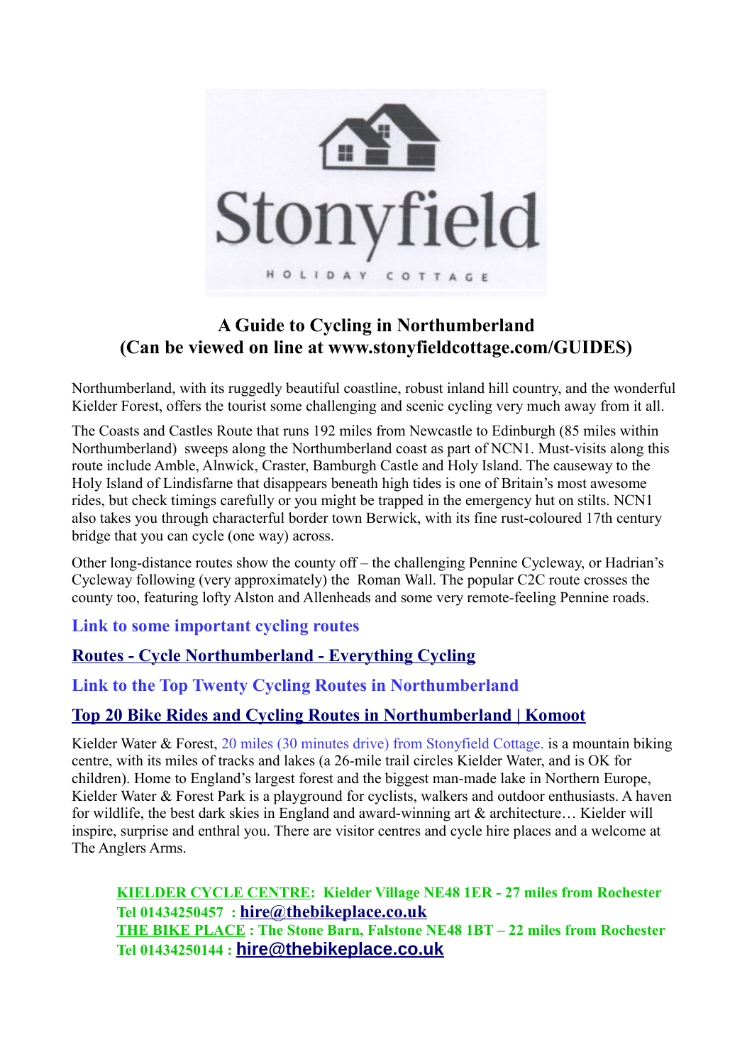Stonyfield

HOLIDAY COTTAGE

# A Guide to Cycling in Northumberland
## (Can be viewed on line at www.stonyfieldcottage.com/GUIDES)

Northumberland, with its ruggedly beautiful coastline, robust inland hill country, and the wonderful Kielder Forest, offers the tourist some challenging and scenic cycling very much away from it all.

The Coasts and Castles Route that runs 192 miles from Newcastle to Edinburgh (85 miles within Northumberland) sweeps along the Northumberland coast as part of NCN1. Must-visits along this route include Amble, Alnwick, Craster, Bamburgh Castle and Holy Island. The causeway to the Holy Island of Lindisfarne that disappears beneath high tides is one of Britain's most awesome rides, but check timings carefully or you might be trapped in the emergency hut on stilts. NCN1 also takes you through characterful border town Berwick, with its fine rust-coloured 17th century bridge that you can cycle (one way) across.

Other long-distance routes show the county off – the challenging Pennine Cycleway, or Hadrian's Cycleway following (very approximately) the Roman Wall. The popular C2C route crosses the county too, featuring lofty Alston and Allenheads and some very remote-feeling Pennine roads.

**Link to some important cycling routes**

**Routes - Cycle Northumberland - Everything Cycling**

**Link to the Top Twenty Cycling Routes in Northumberland**

**Top 20 Bike Rides and Cycling Routes in Northumberland | Komoot**

Kielder Water & Forest, 20 miles (30 minutes drive) from Stonyfield Cottage. is a mountain biking centre, with its miles of tracks and lakes (a 26-mile trail circles Kielder Water, and is OK for children). Home to England's largest forest and the biggest man-made lake in Northern Europe, Kielder Water & Forest Park is a playground for cyclists, walkers and outdoor enthusiasts. A haven for wildlife, the best dark skies in England and award-winning art & architecture… Kielder will inspire, surprise and enthral you. There are visitor centres and cycle hire places and a welcome at The Anglers Arms.

**KIELDER CYCLE CENTRE: Kielder Village NE48 1ER - 27 miles from Rochester**
**Tel 01434250457 : hire@thebikeplace.co.uk**
**THE BIKE PLACE : The Stone Barn, Falstone NE48 1BT – 22 miles from Rochester**
**Tel 01434250144 : hire@thebikeplace.co.uk**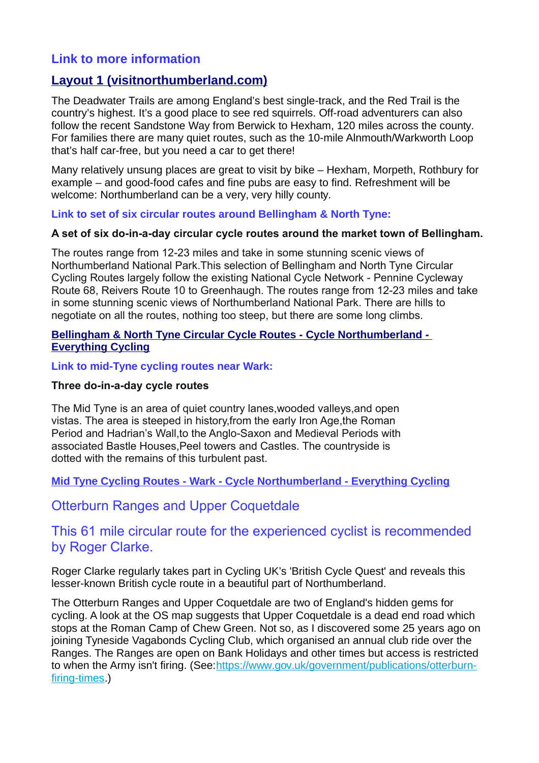### Link to more information

### [Layout 1 (visitnorthumberland.com)]

The Deadwater Trails are among England's best single-track, and the Red Trail is the country's highest. It's a good place to see red squirrels. Off-road adventurers can also follow the recent Sandstone Way from Berwick to Hexham, 120 miles across the county. For families there are many quiet routes, such as the 10-mile Alnmouth/Warkworth Loop that's half car-free, but you need a car to get there!

Many relatively unsung places are great to visit by bike – Hexham, Morpeth, Rothbury for example – and good-food cafes and fine pubs are easy to find. Refreshment will be welcome: Northumberland can be a very, very hilly county.

**Link to set of six circular routes around Bellingham & North Tyne:**

**A set of six do-in-a-day circular cycle routes around the market town of Bellingham.**

The routes range from 12-23 miles and take in some stunning scenic views of Northumberland National Park.This selection of Bellingham and North Tyne Circular Cycling Routes largely follow the existing National Cycle Network - Pennine Cycleway Route 68, Reivers Route 10 to Greenhaugh. The routes range from 12-23 miles and take in some stunning scenic views of Northumberland National Park. There are hills to negotiate on all the routes, nothing too steep, but there are some long climbs.

**Bellingham & North Tyne Circular Cycle Routes - Cycle Northumberland - Everything Cycling**

**Link to mid-Tyne cycling routes near Wark:**

**Three do-in-a-day cycle routes**

The Mid Tyne is an area of quiet country lanes,wooded valleys,and open vistas. The area is steeped in history,from the early Iron Age,the Roman Period and Hadrian's Wall,to the Anglo-Saxon and Medieval Periods with associated Bastle Houses,Peel towers and Castles. The countryside is dotted with the remains of this turbulent past.

**Mid Tyne Cycling Routes - Wark - Cycle Northumberland - Everything Cycling**

## Otterburn Ranges and Upper Coquetdale

## This 61 mile circular route for the experienced cyclist is recommended by Roger Clarke.

Roger Clarke regularly takes part in Cycling UK's 'British Cycle Quest' and reveals this lesser-known British cycle route in a beautiful part of Northumberland.

The Otterburn Ranges and Upper Coquetdale are two of England's hidden gems for cycling. A look at the OS map suggests that Upper Coquetdale is a dead end road which stops at the Roman Camp of Chew Green. Not so, as I discovered some 25 years ago on joining Tyneside Vagabonds Cycling Club, which organised an annual club ride over the Ranges. The Ranges are open on Bank Holidays and other times but access is restricted to when the Army isn't firing. (See:https://www.gov.uk/government/publications/otterburn-firing-times.)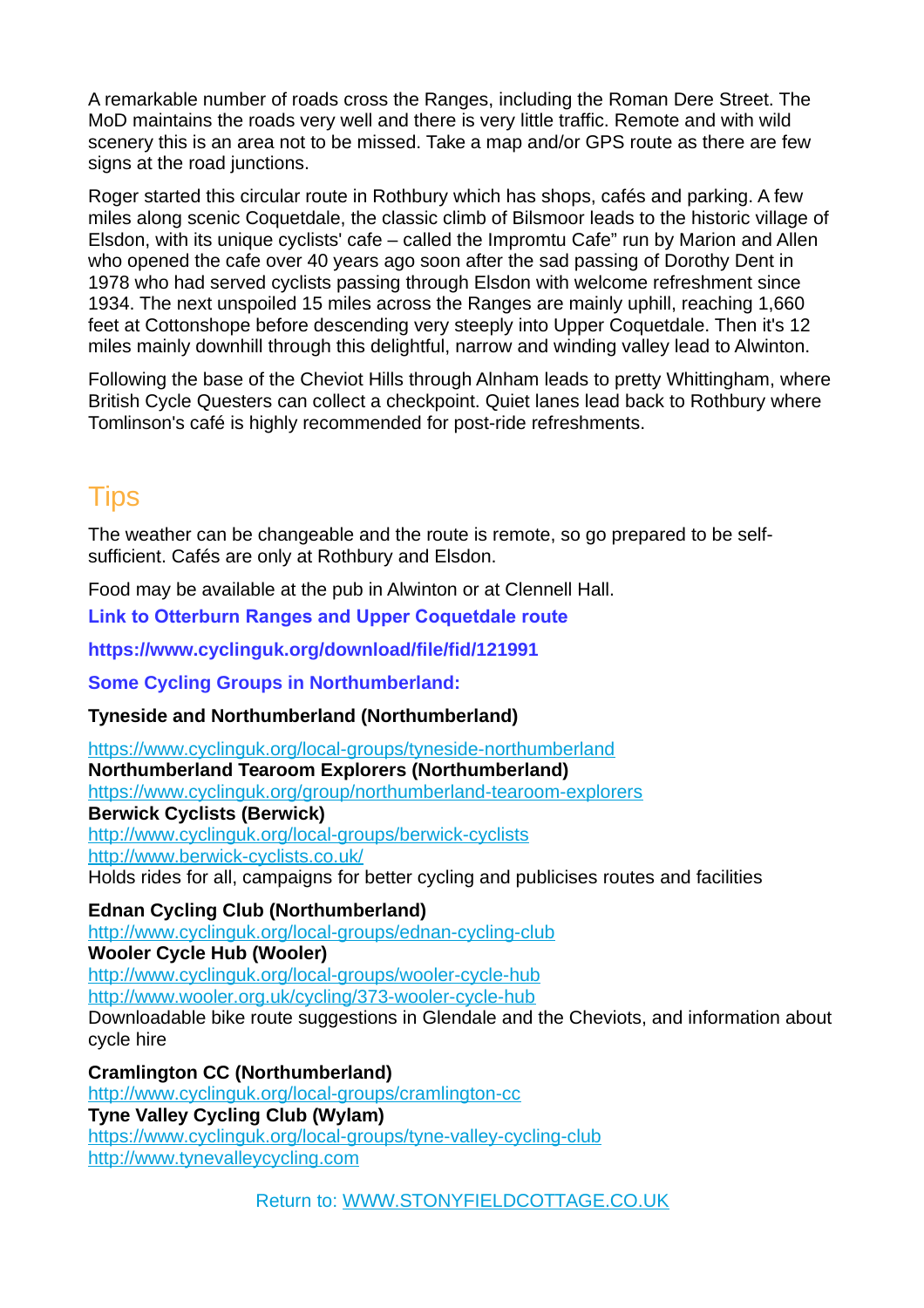A remarkable number of roads cross the Ranges, including the Roman Dere Street. The MoD maintains the roads very well and there is very little traffic. Remote and with wild scenery this is an area not to be missed. Take a map and/or GPS route as there are few signs at the road junctions.

Roger started this circular route in Rothbury which has shops, cafés and parking. A few miles along scenic Coquetdale, the classic climb of Bilsmoor leads to the historic village of Elsdon, with its unique cyclists' cafe – called the Impromtu Cafe" run by Marion and Allen who opened the cafe over 40 years ago soon after the sad passing of Dorothy Dent in 1978 who had served cyclists passing through Elsdon with welcome refreshment since 1934. The next unspoiled 15 miles across the Ranges are mainly uphill, reaching 1,660 feet at Cottonshope before descending very steeply into Upper Coquetdale. Then it's 12 miles mainly downhill through this delightful, narrow and winding valley lead to Alwinton.

Following the base of the Cheviot Hills through Alnham leads to pretty Whittingham, where British Cycle Questers can collect a checkpoint. Quiet lanes lead back to Rothbury where Tomlinson's café is highly recommended for post-ride refreshments.

## Tips

The weather can be changeable and the route is remote, so go prepared to be self-sufficient. Cafés are only at Rothbury and Elsdon.

Food may be available at the pub in Alwinton or at Clennell Hall.

**Link to Otterburn Ranges and Upper Coquetdale route**

**https://www.cyclinguk.org/download/file/fid/121991**

**Some Cycling Groups in Northumberland:**

**Tyneside and Northumberland (Northumberland)**

https://www.cyclinguk.org/local-groups/tyneside-northumberland
**Northumberland Tearoom Explorers (Northumberland)**
https://www.cyclinguk.org/group/northumberland-tearoom-explorers
**Berwick Cyclists (Berwick)**
http://www.cyclinguk.org/local-groups/berwick-cyclists
http://www.berwick-cyclists.co.uk/
Holds rides for all, campaigns for better cycling and publicises routes and facilities

**Ednan Cycling Club (Northumberland)**
http://www.cyclinguk.org/local-groups/ednan-cycling-club
**Wooler Cycle Hub (Wooler)**
http://www.cyclinguk.org/local-groups/wooler-cycle-hub
http://www.wooler.org.uk/cycling/373-wooler-cycle-hub
Downloadable bike route suggestions in Glendale and the Cheviots, and information about cycle hire

**Cramlington CC (Northumberland)**
http://www.cyclinguk.org/local-groups/cramlington-cc
**Tyne Valley Cycling Club (Wylam)**
https://www.cyclinguk.org/local-groups/tyne-valley-cycling-club
http://www.tynevalleycycling.com

Return to: WWW.STONYFIELDCOTTAGE.CO.UK